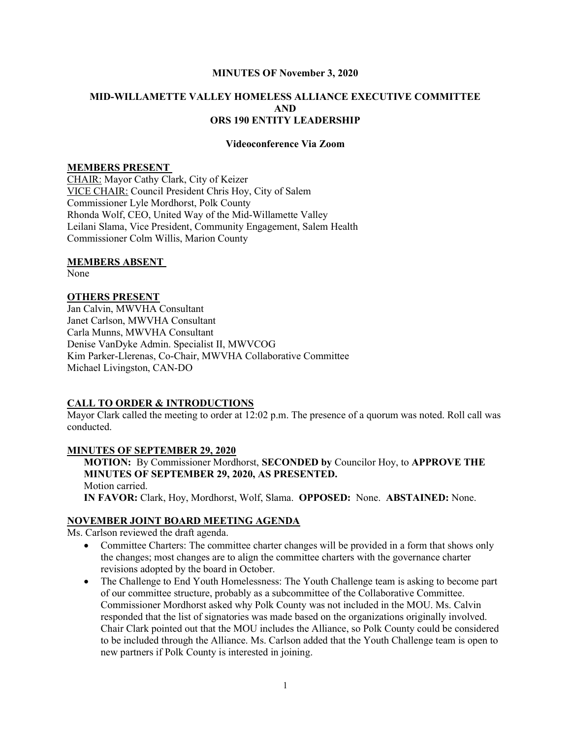**MINUTES OF November 3, 2020**

**MID-WILLAMETTE VALLEY HOMELESS ALLIANCE EXECUTIVE COMMITTEE AND ORS 190 ENTITY LEADERSHIP**

**Videoconference Via Zoom**

## MEMBERS PRESENT

CHAIR: Mayor Cathy Clark, City of Keizer
VICE CHAIR: Council President Chris Hoy, City of Salem
Commissioner Lyle Mordhorst, Polk County
Rhonda Wolf, CEO, United Way of the Mid-Willamette Valley
Leilani Slama, Vice President, Community Engagement, Salem Health
Commissioner Colm Willis, Marion County

## MEMBERS ABSENT

None

## OTHERS PRESENT

Jan Calvin, MWVHA Consultant
Janet Carlson, MWVHA Consultant
Carla Munns, MWVHA Consultant
Denise VanDyke Admin. Specialist II, MWVCOG
Kim Parker-Llerenas, Co-Chair, MWVHA Collaborative Committee
Michael Livingston, CAN-DO

## CALL TO ORDER & INTRODUCTIONS

Mayor Clark called the meeting to order at 12:02 p.m. The presence of a quorum was noted. Roll call was conducted.

## MINUTES OF SEPTEMBER 29, 2020

**MOTION:** By Commissioner Mordhorst, **SECONDED by** Councilor Hoy, to **APPROVE THE MINUTES OF SEPTEMBER 29, 2020, AS PRESENTED.**
Motion carried.
**IN FAVOR:** Clark, Hoy, Mordhorst, Wolf, Slama. **OPPOSED:** None. **ABSTAINED:** None.

## NOVEMBER JOINT BOARD MEETING AGENDA

Ms. Carlson reviewed the draft agenda.

- Committee Charters: The committee charter changes will be provided in a form that shows only the changes; most changes are to align the committee charters with the governance charter revisions adopted by the board in October.
- The Challenge to End Youth Homelessness: The Youth Challenge team is asking to become part of our committee structure, probably as a subcommittee of the Collaborative Committee. Commissioner Mordhorst asked why Polk County was not included in the MOU. Ms. Calvin responded that the list of signatories was made based on the organizations originally involved. Chair Clark pointed out that the MOU includes the Alliance, so Polk County could be considered to be included through the Alliance. Ms. Carlson added that the Youth Challenge team is open to new partners if Polk County is interested in joining.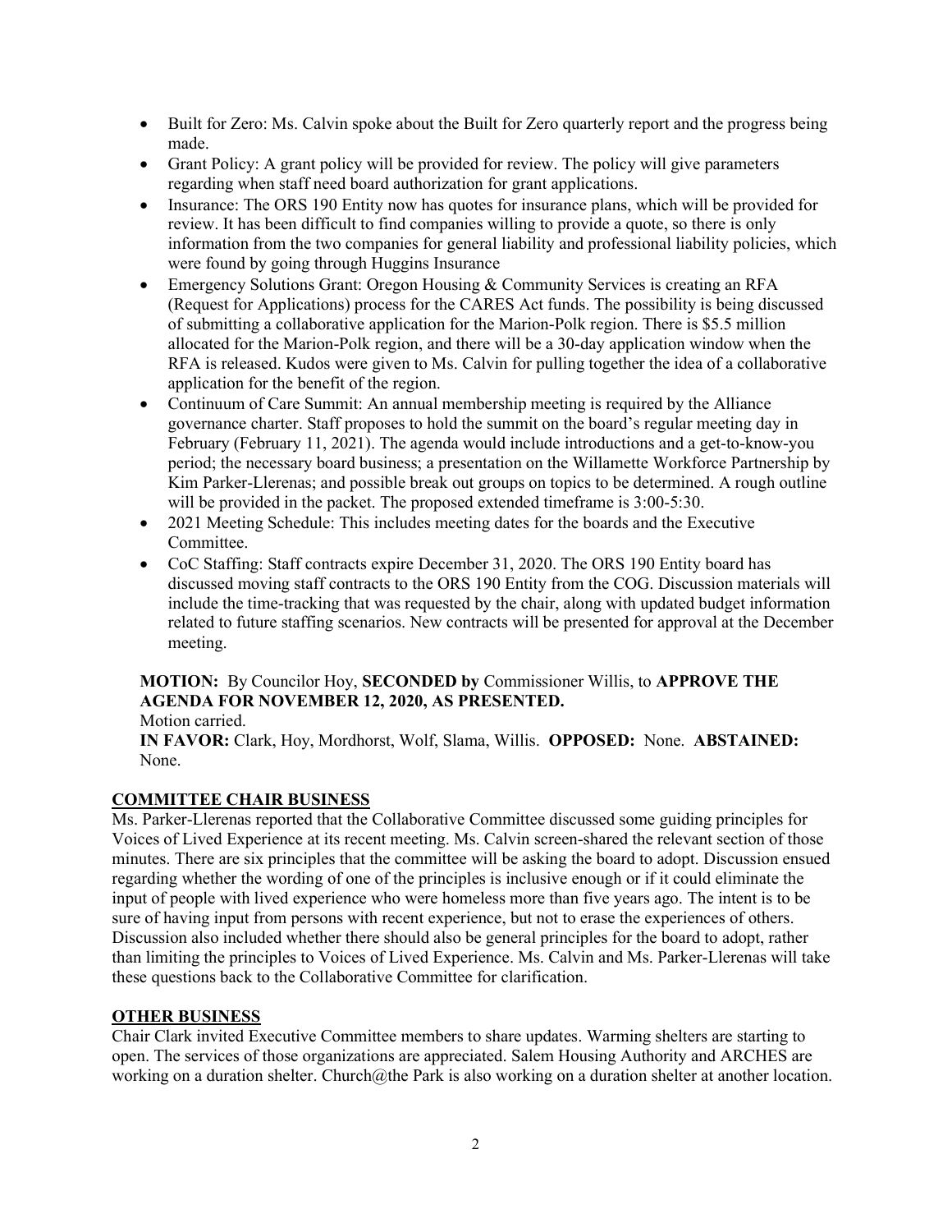- Built for Zero: Ms. Calvin spoke about the Built for Zero quarterly report and the progress being made.
- Grant Policy: A grant policy will be provided for review. The policy will give parameters regarding when staff need board authorization for grant applications.
- Insurance: The ORS 190 Entity now has quotes for insurance plans, which will be provided for review. It has been difficult to find companies willing to provide a quote, so there is only information from the two companies for general liability and professional liability policies, which were found by going through Huggins Insurance
- Emergency Solutions Grant: Oregon Housing & Community Services is creating an RFA (Request for Applications) process for the CARES Act funds. The possibility is being discussed of submitting a collaborative application for the Marion-Polk region. There is $5.5 million allocated for the Marion-Polk region, and there will be a 30-day application window when the RFA is released. Kudos were given to Ms. Calvin for pulling together the idea of a collaborative application for the benefit of the region.
- Continuum of Care Summit: An annual membership meeting is required by the Alliance governance charter. Staff proposes to hold the summit on the board's regular meeting day in February (February 11, 2021). The agenda would include introductions and a get-to-know-you period; the necessary board business; a presentation on the Willamette Workforce Partnership by Kim Parker-Llerenas; and possible break out groups on topics to be determined. A rough outline will be provided in the packet. The proposed extended timeframe is 3:00-5:30.
- 2021 Meeting Schedule: This includes meeting dates for the boards and the Executive Committee.
- CoC Staffing: Staff contracts expire December 31, 2020. The ORS 190 Entity board has discussed moving staff contracts to the ORS 190 Entity from the COG. Discussion materials will include the time-tracking that was requested by the chair, along with updated budget information related to future staffing scenarios. New contracts will be presented for approval at the December meeting.

**MOTION:** By Councilor Hoy, **SECONDED by** Commissioner Willis, to **APPROVE THE AGENDA FOR NOVEMBER 12, 2020, AS PRESENTED.**
Motion carried.
**IN FAVOR:** Clark, Hoy, Mordhorst, Wolf, Slama, Willis. **OPPOSED:** None. **ABSTAINED:** None.

## COMMITTEE CHAIR BUSINESS

Ms. Parker-Llerenas reported that the Collaborative Committee discussed some guiding principles for Voices of Lived Experience at its recent meeting. Ms. Calvin screen-shared the relevant section of those minutes. There are six principles that the committee will be asking the board to adopt. Discussion ensued regarding whether the wording of one of the principles is inclusive enough or if it could eliminate the input of people with lived experience who were homeless more than five years ago. The intent is to be sure of having input from persons with recent experience, but not to erase the experiences of others. Discussion also included whether there should also be general principles for the board to adopt, rather than limiting the principles to Voices of Lived Experience. Ms. Calvin and Ms. Parker-Llerenas will take these questions back to the Collaborative Committee for clarification.

## OTHER BUSINESS

Chair Clark invited Executive Committee members to share updates. Warming shelters are starting to open. The services of those organizations are appreciated. Salem Housing Authority and ARCHES are working on a duration shelter. Church@the Park is also working on a duration shelter at another location.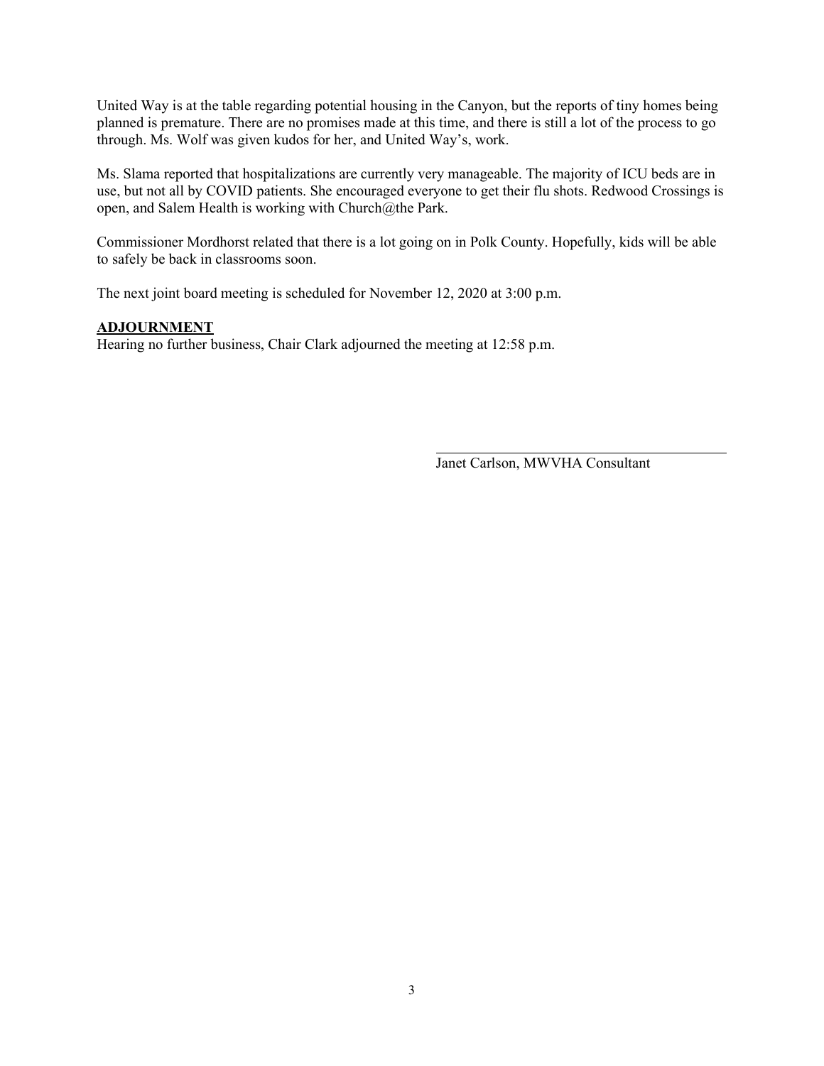United Way is at the table regarding potential housing in the Canyon, but the reports of tiny homes being planned is premature. There are no promises made at this time, and there is still a lot of the process to go through. Ms. Wolf was given kudos for her, and United Way's, work.

Ms. Slama reported that hospitalizations are currently very manageable. The majority of ICU beds are in use, but not all by COVID patients. She encouraged everyone to get their flu shots. Redwood Crossings is open, and Salem Health is working with Church@the Park.

Commissioner Mordhorst related that there is a lot going on in Polk County. Hopefully, kids will be able to safely be back in classrooms soon.

The next joint board meeting is scheduled for November 12, 2020 at 3:00 p.m.

**ADJOURNMENT**

Hearing no further business, Chair Clark adjourned the meeting at 12:58 p.m.

Janet Carlson, MWVHA Consultant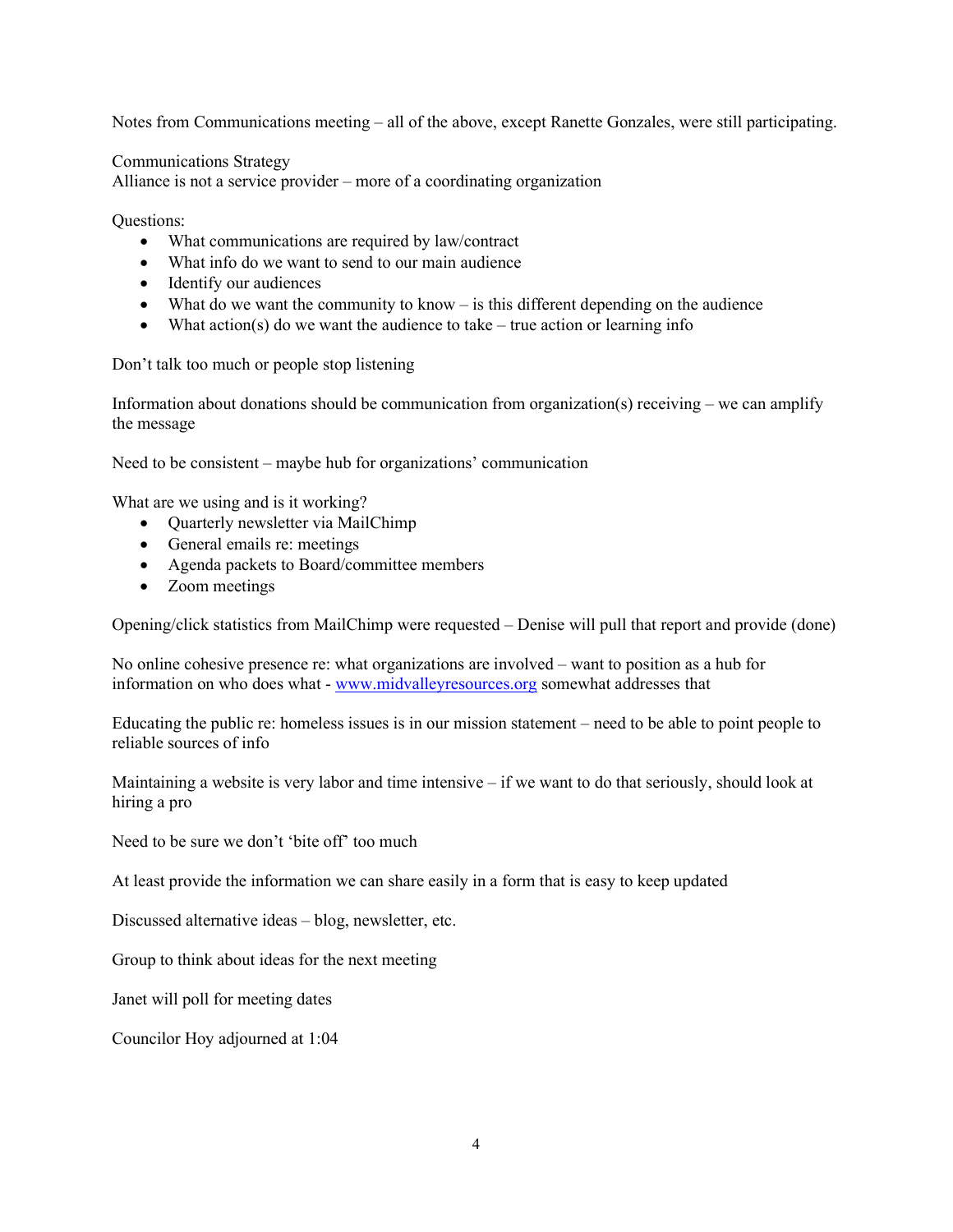Notes from Communications meeting – all of the above, except Ranette Gonzales, were still participating.

Communications Strategy
Alliance is not a service provider – more of a coordinating organization

Questions:

- What communications are required by law/contract
- What info do we want to send to our main audience
- Identify our audiences
- What do we want the community to know – is this different depending on the audience
- What action(s) do we want the audience to take – true action or learning info

Don't talk too much or people stop listening

Information about donations should be communication from organization(s) receiving – we can amplify the message

Need to be consistent – maybe hub for organizations' communication

What are we using and is it working?

- Quarterly newsletter via MailChimp
- General emails re: meetings
- Agenda packets to Board/committee members
- Zoom meetings

Opening/click statistics from MailChimp were requested – Denise will pull that report and provide (done)

No online cohesive presence re: what organizations are involved – want to position as a hub for information on who does what - [www.midvalleyresources.org](http://www.midvalleyresources.org) somewhat addresses that

Educating the public re: homeless issues is in our mission statement – need to be able to point people to reliable sources of info

Maintaining a website is very labor and time intensive – if we want to do that seriously, should look at hiring a pro

Need to be sure we don't 'bite off' too much

At least provide the information we can share easily in a form that is easy to keep updated

Discussed alternative ideas – blog, newsletter, etc.

Group to think about ideas for the next meeting

Janet will poll for meeting dates

Councilor Hoy adjourned at 1:04